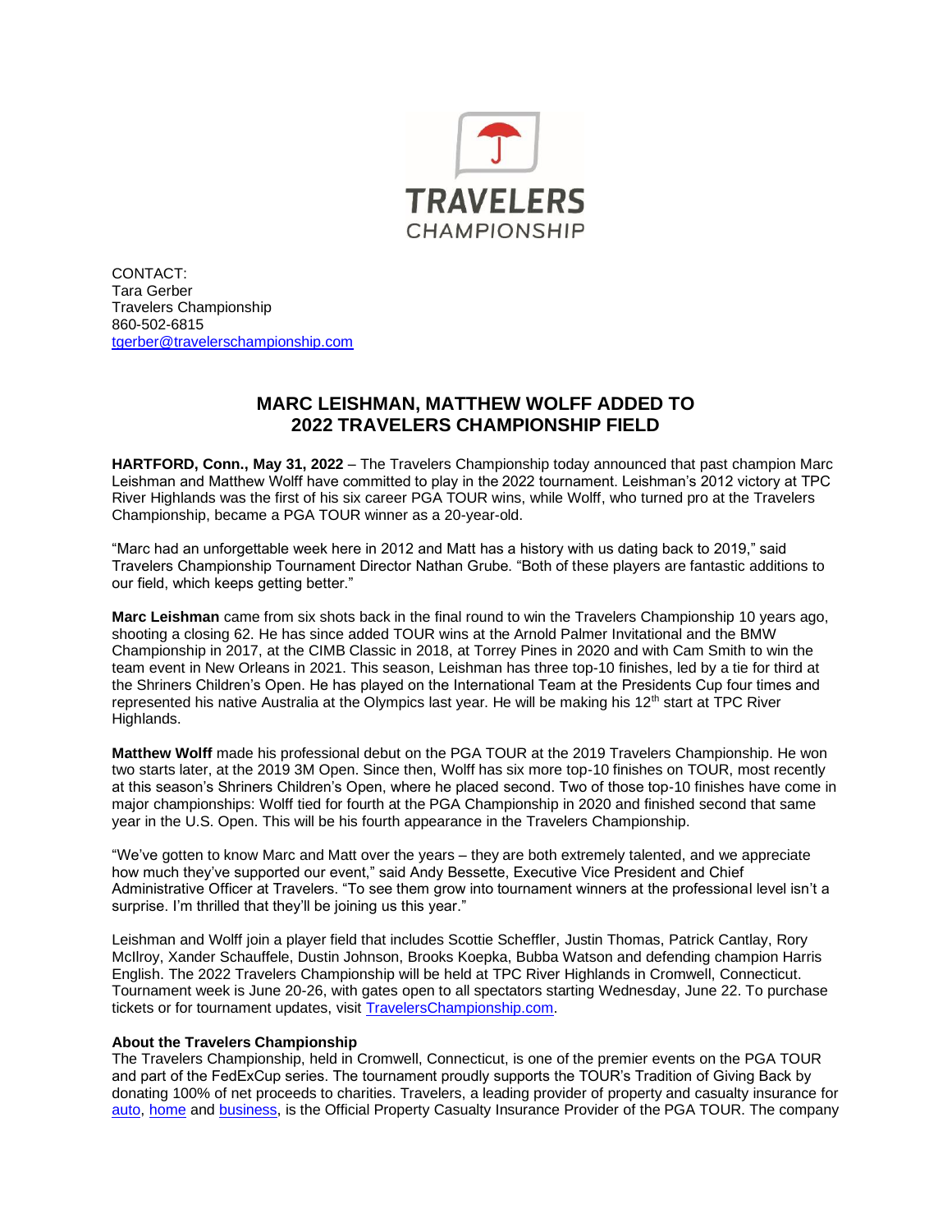CONTACT:
Tara Gerber
Travelers Championship
860-502-6815
[tgerber@travelerschampionship.com](mailto:tgerber@travelerschampionship.com)

# MARC LEISHMAN, MATTHEW WOLFF ADDED TO 2022 TRAVELERS CHAMPIONSHIP FIELD

**HARTFORD, Conn., May 31, 2022** – The Travelers Championship today announced that past champion Marc Leishman and Matthew Wolff have committed to play in the 2022 tournament. Leishman's 2012 victory at TPC River Highlands was the first of his six career PGA TOUR wins, while Wolff, who turned pro at the Travelers Championship, became a PGA TOUR winner as a 20-year-old.

"Marc had an unforgettable week here in 2012 and Matt has a history with us dating back to 2019," said Travelers Championship Tournament Director Nathan Grube. "Both of these players are fantastic additions to our field, which keeps getting better."

**Marc Leishman** came from six shots back in the final round to win the Travelers Championship 10 years ago, shooting a closing 62. He has since added TOUR wins at the Arnold Palmer Invitational and the BMW Championship in 2017, at the CIMB Classic in 2018, at Torrey Pines in 2020 and with Cam Smith to win the team event in New Orleans in 2021. This season, Leishman has three top-10 finishes, led by a tie for third at the Shriners Children's Open. He has played on the International Team at the Presidents Cup four times and represented his native Australia at the Olympics last year. He will be making his 12th start at TPC River Highlands.

**Matthew Wolff** made his professional debut on the PGA TOUR at the 2019 Travelers Championship. He won two starts later, at the 2019 3M Open. Since then, Wolff has six more top-10 finishes on TOUR, most recently at this season's Shriners Children's Open, where he placed second. Two of those top-10 finishes have come in major championships: Wolff tied for fourth at the PGA Championship in 2020 and finished second that same year in the U.S. Open. This will be his fourth appearance in the Travelers Championship.

"We've gotten to know Marc and Matt over the years – they are both extremely talented, and we appreciate how much they've supported our event," said Andy Bessette, Executive Vice President and Chief Administrative Officer at Travelers. "To see them grow into tournament winners at the professional level isn't a surprise. I'm thrilled that they'll be joining us this year."

Leishman and Wolff join a player field that includes Scottie Scheffler, Justin Thomas, Patrick Cantlay, Rory McIlroy, Xander Schauffele, Dustin Johnson, Brooks Koepka, Bubba Watson and defending champion Harris English. The 2022 Travelers Championship will be held at TPC River Highlands in Cromwell, Connecticut. Tournament week is June 20-26, with gates open to all spectators starting Wednesday, June 22. To purchase tickets or for tournament updates, visit [TravelersChampionship.com](http://TravelersChampionship.com).

**About the Travelers Championship**
The Travelers Championship, held in Cromwell, Connecticut, is one of the premier events on the PGA TOUR and part of the FedExCup series. The tournament proudly supports the TOUR's Tradition of Giving Back by donating 100% of net proceeds to charities. Travelers, a leading provider of property and casualty insurance for auto, home and business, is the Official Property Casualty Insurance Provider of the PGA TOUR. The company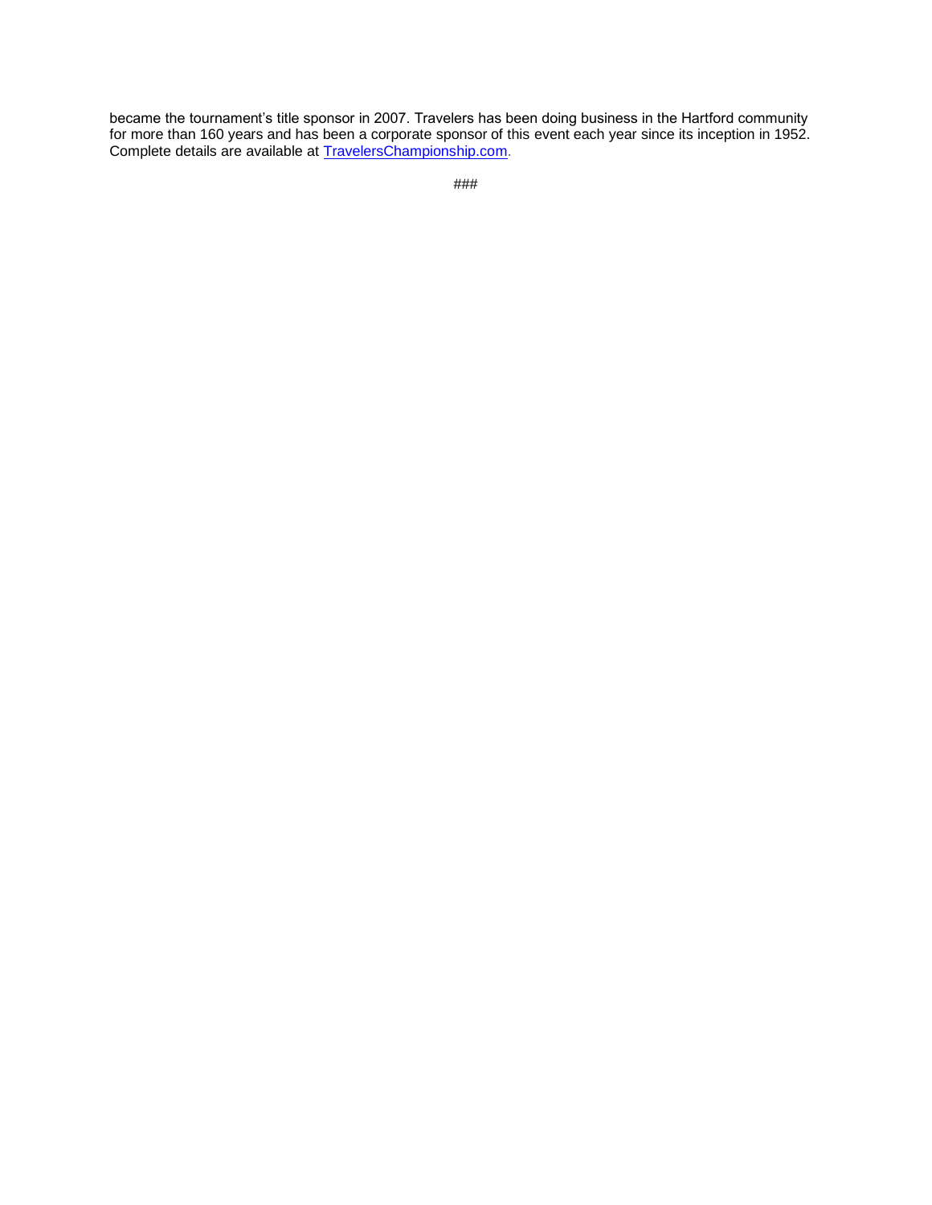became the tournament's title sponsor in 2007. Travelers has been doing business in the Hartford community for more than 160 years and has been a corporate sponsor of this event each year since its inception in 1952. Complete details are available at [TravelersChampionship.com](http://TravelersChampionship.com).

###